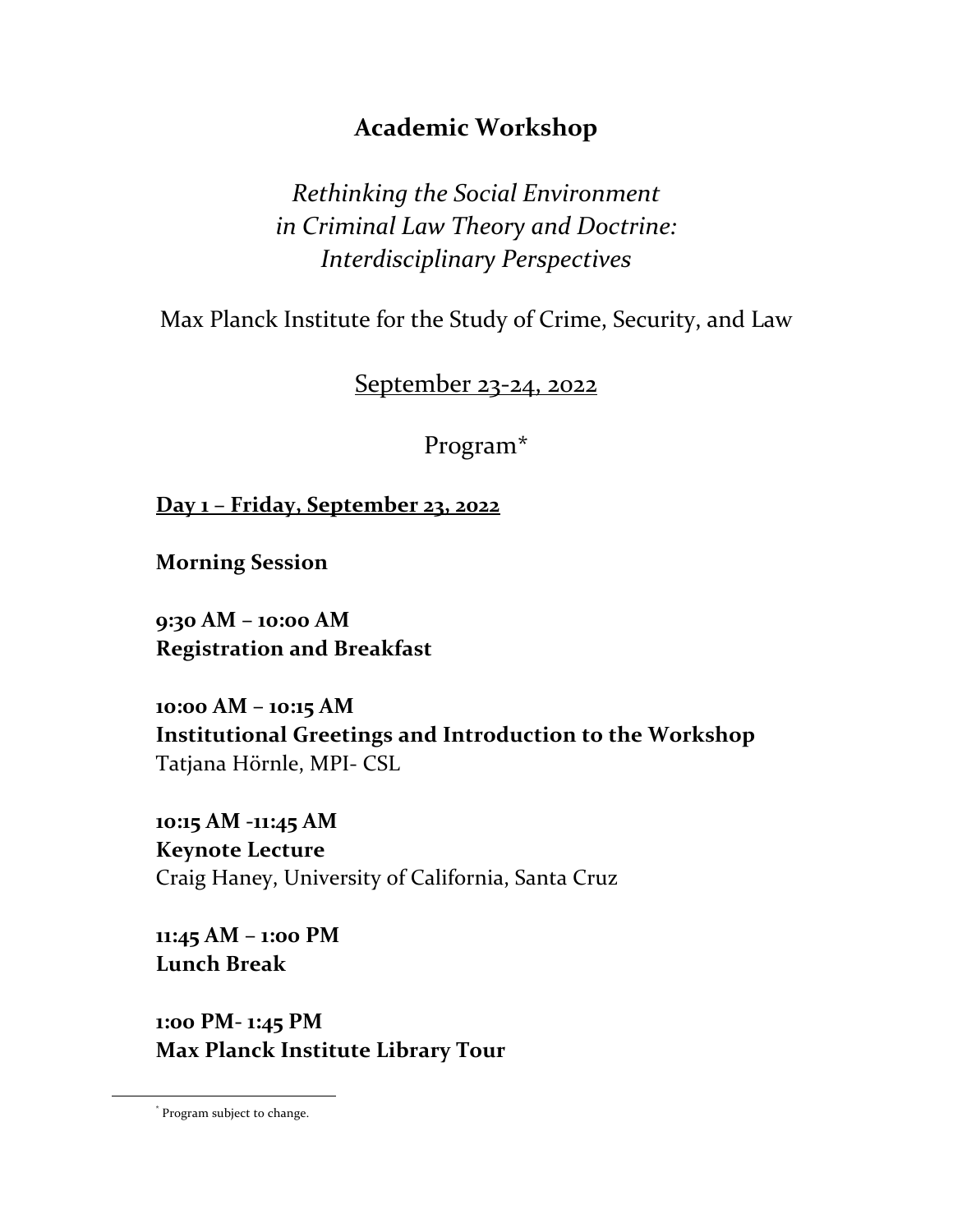# Academic Workshop

*Rethinking the Social Environment in Criminal Law Theory and Doctrine: Interdisciplinary Perspectives*

Max Planck Institute for the Study of Crime, Security, and Law

September 23-24, 2022

Program*

**Day 1 – Friday, September 23, 2022**

**Morning Session**

**9:30 AM – 10:00 AM**
**Registration and Breakfast**

**10:00 AM – 10:15 AM**
**Institutional Greetings and Introduction to the Workshop**
Tatjana Hörnle, MPI- CSL

**10:15 AM -11:45 AM**
**Keynote Lecture**
Craig Haney, University of California, Santa Cruz

**11:45 AM – 1:00 PM**
**Lunch Break**

**1:00 PM- 1:45 PM**
**Max Planck Institute Library Tour**

---

* Program subject to change.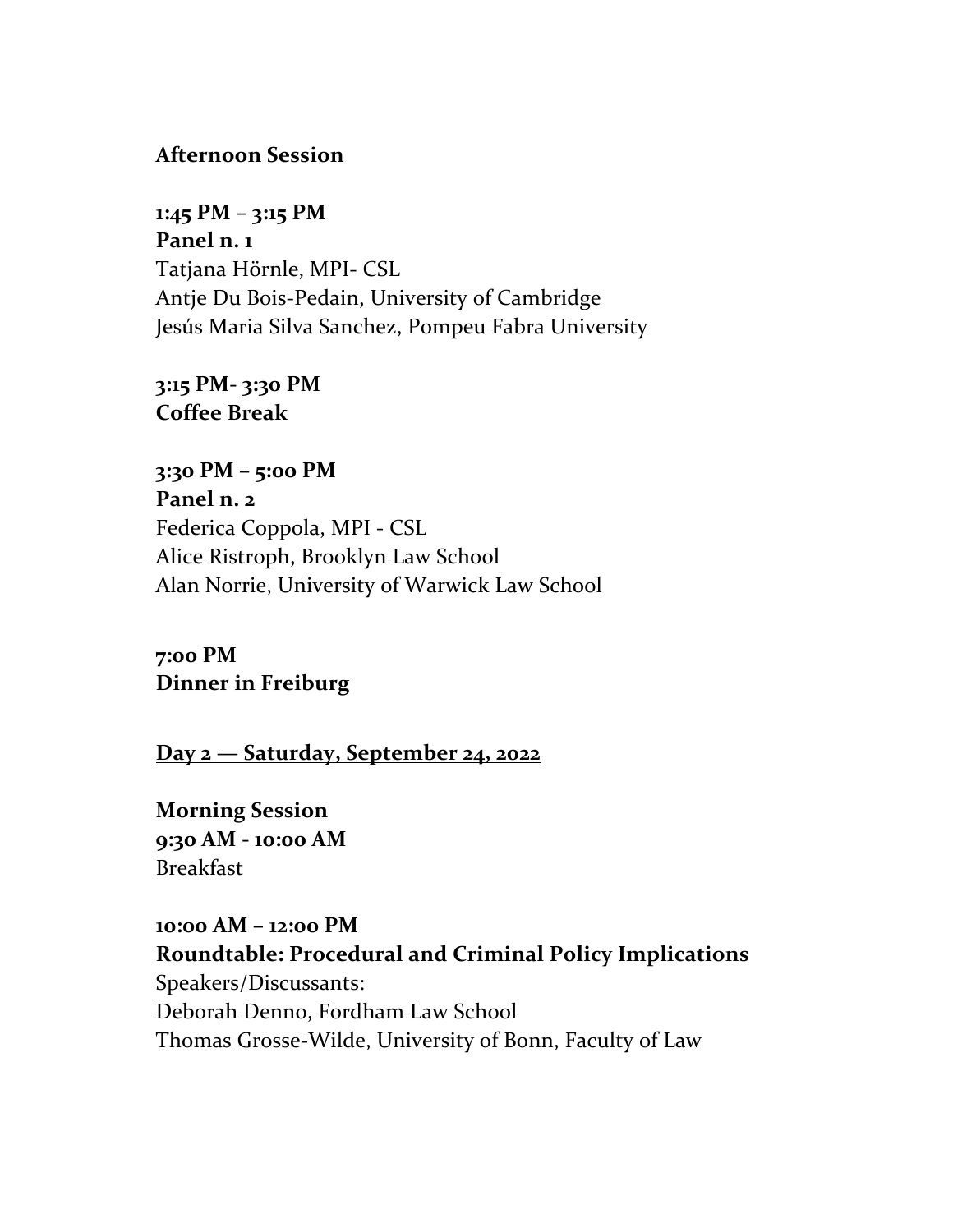**Afternoon Session**

**1:45 PM – 3:15 PM**
**Panel n. 1**
Tatjana Hörnle, MPI- CSL
Antje Du Bois-Pedain, University of Cambridge
Jesús Maria Silva Sanchez, Pompeu Fabra University

**3:15 PM- 3:30 PM**
**Coffee Break**

**3:30 PM – 5:00 PM**
**Panel n. 2**
Federica Coppola, MPI - CSL
Alice Ristroph, Brooklyn Law School
Alan Norrie, University of Warwick Law School

**7:00 PM**
**Dinner in Freiburg**

**<u>Day 2 — Saturday, September 24, 2022</u>**

**Morning Session**
**9:30 AM - 10:00 AM**
Breakfast

**10:00 AM – 12:00 PM**
**Roundtable: Procedural and Criminal Policy Implications**
Speakers/Discussants:
Deborah Denno, Fordham Law School
Thomas Grosse-Wilde, University of Bonn, Faculty of Law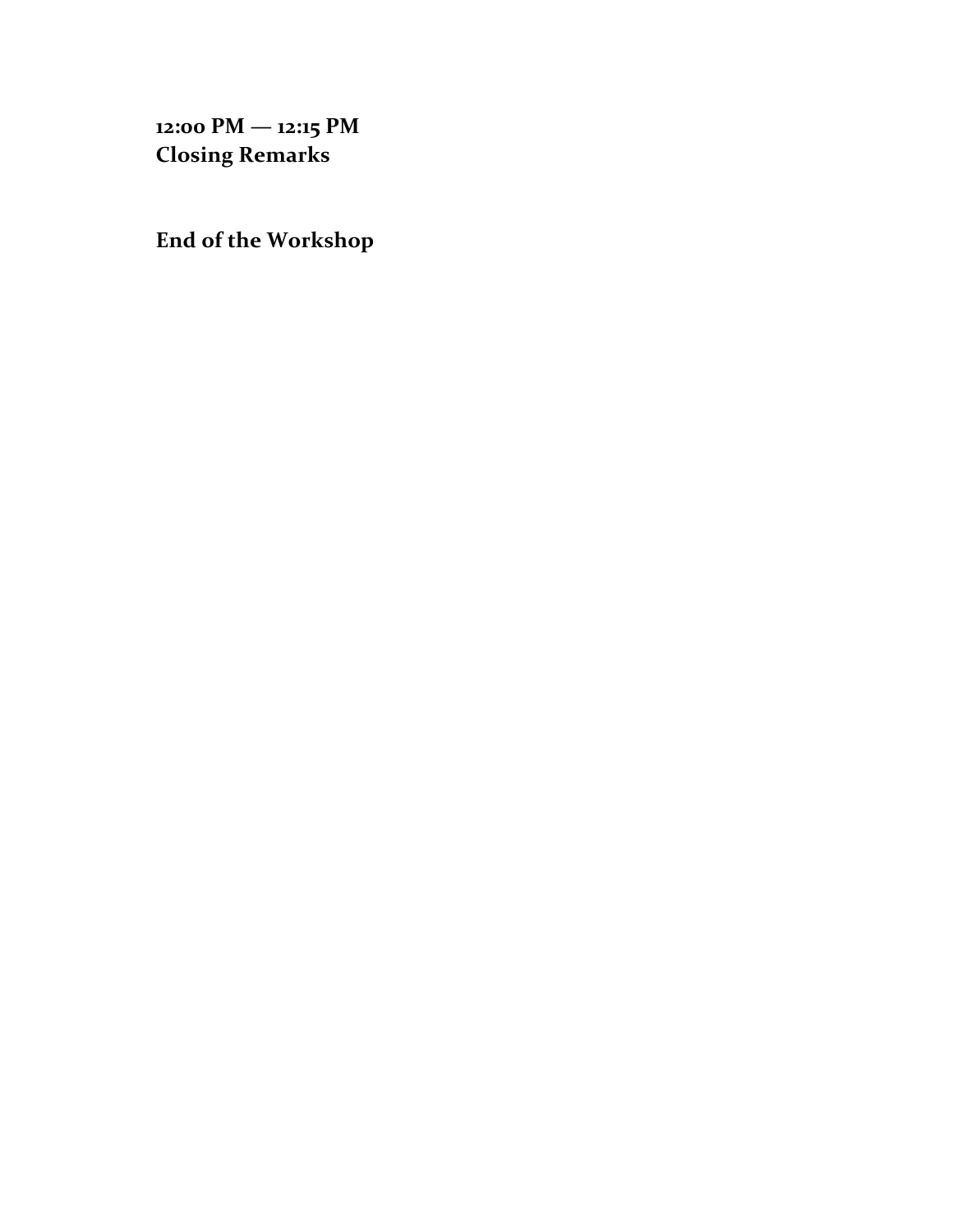**12:00 PM — 12:15 PM**
**Closing Remarks**

**End of the Workshop**